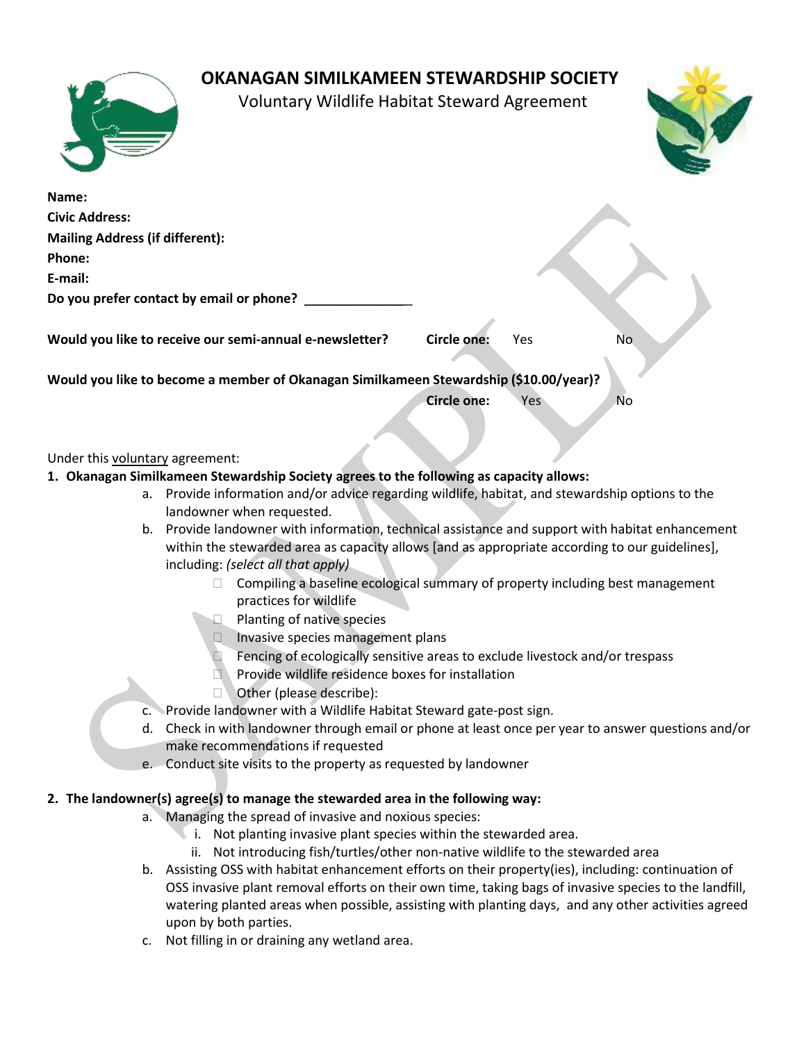# OKANAGAN SIMILKAMEEN STEWARDSHIP SOCIETY

Voluntary Wildlife Habitat Steward Agreement

**Name:**
**Civic Address:**
**Mailing Address (if different):**
**Phone:**
**E-mail:**
**Do you prefer contact by email or phone?** _______________

**Would you like to receive our semi-annual e-newsletter?** **Circle one:** Yes No

**Would you like to become a member of Okanagan Similkameen Stewardship ($10.00/year)?**
**Circle one:** Yes No

Under this voluntary agreement:

1. **Okanagan Similkameen Stewardship Society agrees to the following as capacity allows:**
    a. Provide information and/or advice regarding wildlife, habitat, and stewardship options to the landowner when requested.
    b. Provide landowner with information, technical assistance and support with habitat enhancement within the stewarded area as capacity allows [and as appropriate according to our guidelines], including: *(select all that apply)*
        - ☐ Compiling a baseline ecological summary of property including best management practices for wildlife
        - ☐ Planting of native species
        - ☐ Invasive species management plans
        - ☐ Fencing of ecologically sensitive areas to exclude livestock and/or trespass
        - ☐ Provide wildlife residence boxes for installation
        - ☐ Other (please describe):
    c. Provide landowner with a Wildlife Habitat Steward gate-post sign.
    d. Check in with landowner through email or phone at least once per year to answer questions and/or make recommendations if requested
    e. Conduct site visits to the property as requested by landowner

2. **The landowner(s) agree(s) to manage the stewarded area in the following way:**
    a. Managing the spread of invasive and noxious species:
        i. Not planting invasive plant species within the stewarded area.
        ii. Not introducing fish/turtles/other non-native wildlife to the stewarded area
    b. Assisting OSS with habitat enhancement efforts on their property(ies), including: continuation of OSS invasive plant removal efforts on their own time, taking bags of invasive species to the landfill, watering planted areas when possible, assisting with planting days, and any other activities agreed upon by both parties.
    c. Not filling in or draining any wetland area.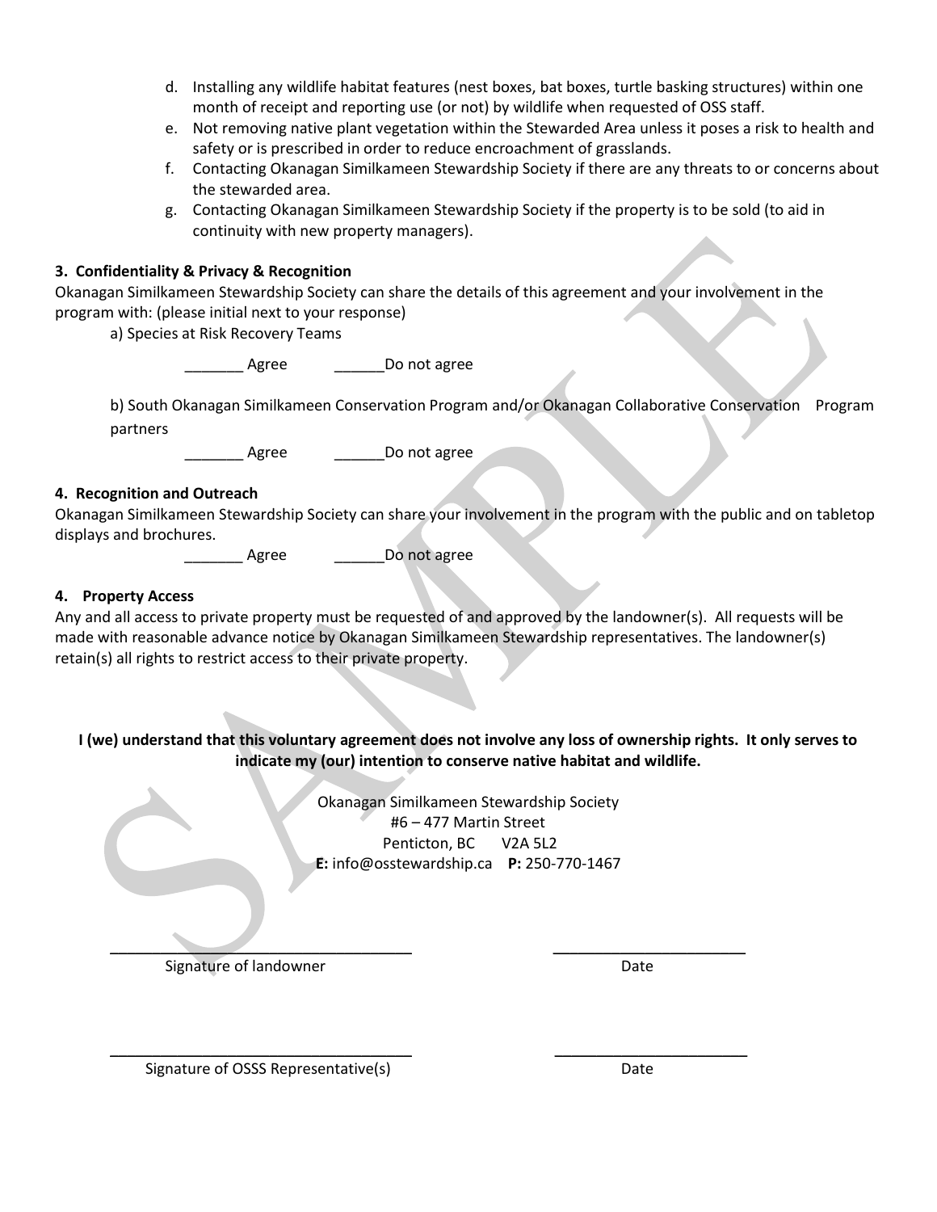d. Installing any wildlife habitat features (nest boxes, bat boxes, turtle basking structures) within one month of receipt and reporting use (or not) by wildlife when requested of OSS staff.
e. Not removing native plant vegetation within the Stewarded Area unless it poses a risk to health and safety or is prescribed in order to reduce encroachment of grasslands.
f. Contacting Okanagan Similkameen Stewardship Society if there are any threats to or concerns about the stewarded area.
g. Contacting Okanagan Similkameen Stewardship Society if the property is to be sold (to aid in continuity with new property managers).

**3. Confidentiality & Privacy & Recognition**

Okanagan Similkameen Stewardship Society can share the details of this agreement and your involvement in the program with: (please initial next to your response)

a) Species at Risk Recovery Teams

_______ Agree ______Do not agree

b) South Okanagan Similkameen Conservation Program and/or Okanagan Collaborative Conservation Program partners

_______ Agree ______Do not agree

**4. Recognition and Outreach**

Okanagan Similkameen Stewardship Society can share your involvement in the program with the public and on tabletop displays and brochures.

_______ Agree ______Do not agree

**4. Property Access**

Any and all access to private property must be requested of and approved by the landowner(s). All requests will be made with reasonable advance notice by Okanagan Similkameen Stewardship representatives. The landowner(s) retain(s) all rights to restrict access to their private property.

**I (we) understand that this voluntary agreement does not involve any loss of ownership rights. It only serves to indicate my (our) intention to conserve native habitat and wildlife.**

Okanagan Similkameen Stewardship Society
#6 – 477 Martin Street
Penticton, BC V2A 5L2
**E:** info@osstewardship.ca **P:** 250-770-1467

_________________________________ _____________________
Signature of landowner Date

_________________________________ _____________________
Signature of OSSS Representative(s) Date

SAMPLE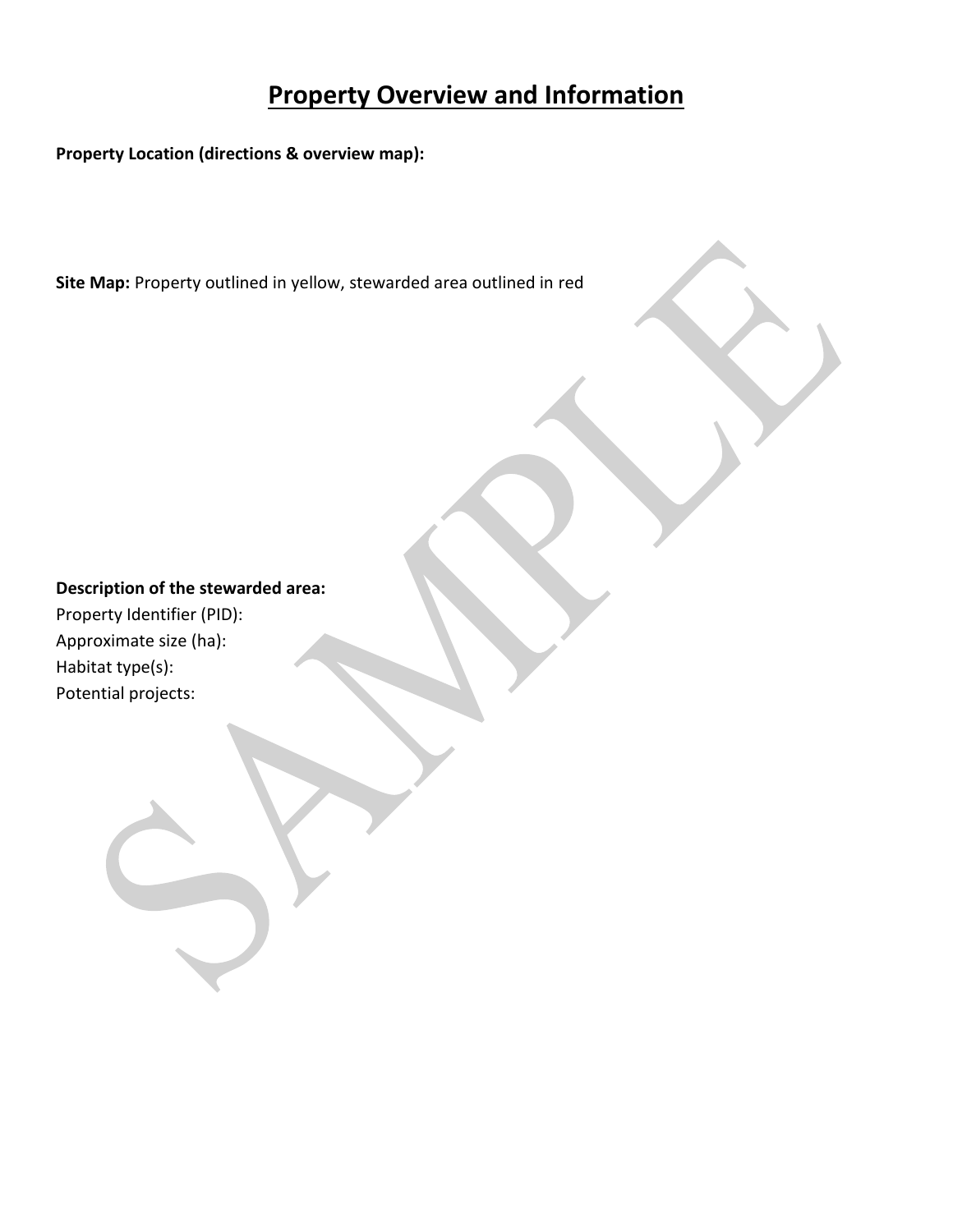# Property Overview and Information

**Property Location (directions & overview map):**

**Site Map:** Property outlined in yellow, stewarded area outlined in red

**Description of the stewarded area:**

Property Identifier (PID):

Approximate size (ha):

Habitat type(s):

Potential projects: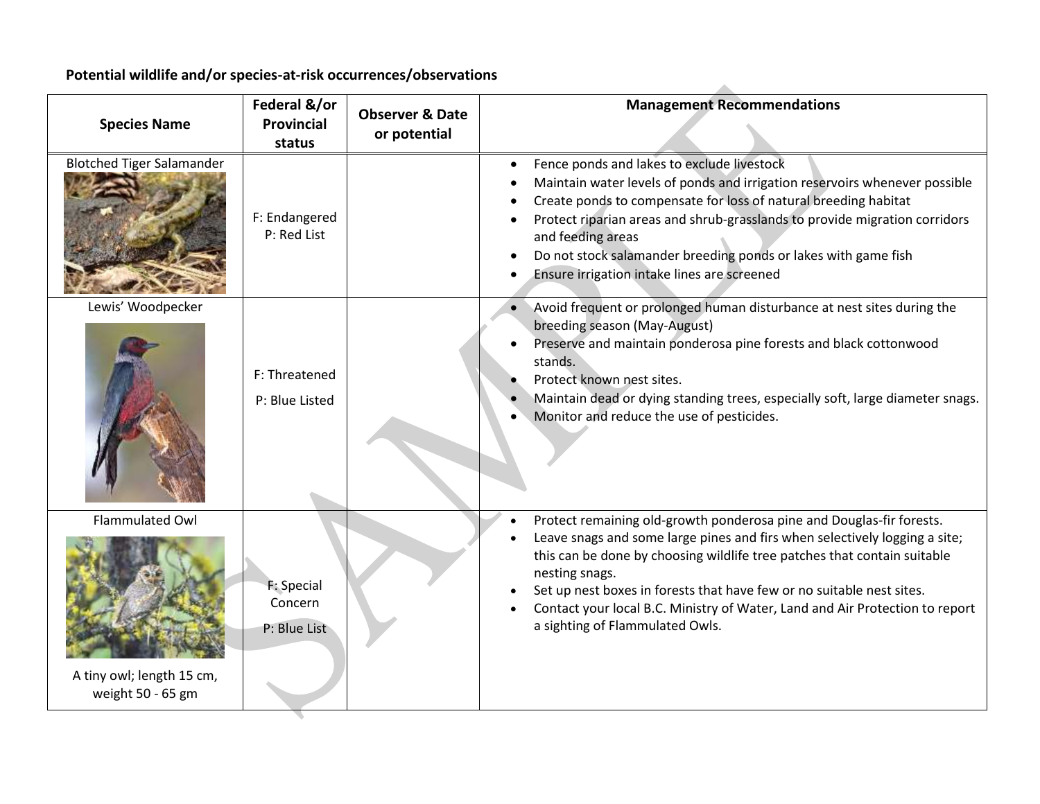**Potential wildlife and/or species-at-risk occurrences/observations**

| Species Name | Federal &/or Provincial status | Observer & Date or potential | Management Recommendations |
|---|---|---|---|
| Blotched Tiger Salamander | F: Endangered<br>P: Red List | | • Fence ponds and lakes to exclude livestock<br>• Maintain water levels of ponds and irrigation reservoirs whenever possible<br>• Create ponds to compensate for loss of natural breeding habitat<br>• Protect riparian areas and shrub-grasslands to provide migration corridors and feeding areas<br>• Do not stock salamander breeding ponds or lakes with game fish<br>• Ensure irrigation intake lines are screened |
| Lewis' Woodpecker | F: Threatened<br>P: Blue Listed | | • Avoid frequent or prolonged human disturbance at nest sites during the breeding season (May-August)<br>• Preserve and maintain ponderosa pine forests and black cottonwood stands.<br>• Protect known nest sites.<br>• Maintain dead or dying standing trees, especially soft, large diameter snags.<br>• Monitor and reduce the use of pesticides. |
| Flammulated Owl<br>A tiny owl; length 15 cm, weight 50 - 65 gm | F: Special Concern<br>P: Blue List | | • Protect remaining old-growth ponderosa pine and Douglas-fir forests.<br>• Leave snags and some large pines and firs when selectively logging a site; this can be done by choosing wildlife tree patches that contain suitable nesting snags.<br>• Set up nest boxes in forests that have few or no suitable nest sites.<br>• Contact your local B.C. Ministry of Water, Land and Air Protection to report a sighting of Flammulated Owls. |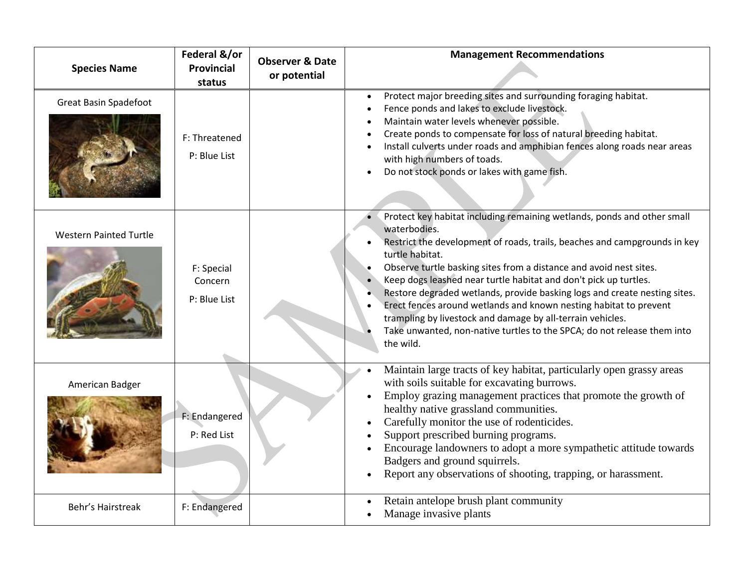| Species Name | Federal &/or Provincial status | Observer & Date or potential | Management Recommendations |
|---|---|---|---|
| Great Basin Spadefoot | F: Threatened<br>P: Blue List | | • Protect major breeding sites and surrounding foraging habitat.<br>• Fence ponds and lakes to exclude livestock.<br>• Maintain water levels whenever possible.<br>• Create ponds to compensate for loss of natural breeding habitat.<br>• Install culverts under roads and amphibian fences along roads near areas with high numbers of toads.<br>• Do not stock ponds or lakes with game fish. |
| Western Painted Turtle | F: Special Concern<br>P: Blue List | | • Protect key habitat including remaining wetlands, ponds and other small waterbodies.<br>• Restrict the development of roads, trails, beaches and campgrounds in key turtle habitat.<br>• Observe turtle basking sites from a distance and avoid nest sites.<br>• Keep dogs leashed near turtle habitat and don't pick up turtles.<br>• Restore degraded wetlands, provide basking logs and create nesting sites.<br>• Erect fences around wetlands and known nesting habitat to prevent trampling by livestock and damage by all-terrain vehicles.<br>• Take unwanted, non-native turtles to the SPCA; do not release them into the wild. |
| American Badger | F: Endangered<br>P: Red List | | • Maintain large tracts of key habitat, particularly open grassy areas with soils suitable for excavating burrows.<br>• Employ grazing management practices that promote the growth of healthy native grassland communities.<br>• Carefully monitor the use of rodenticides.<br>• Support prescribed burning programs.<br>• Encourage landowners to adopt a more sympathetic attitude towards Badgers and ground squirrels.<br>• Report any observations of shooting, trapping, or harassment. |
| Behr's Hairstreak | F: Endangered | | • Retain antelope brush plant community<br>• Manage invasive plants |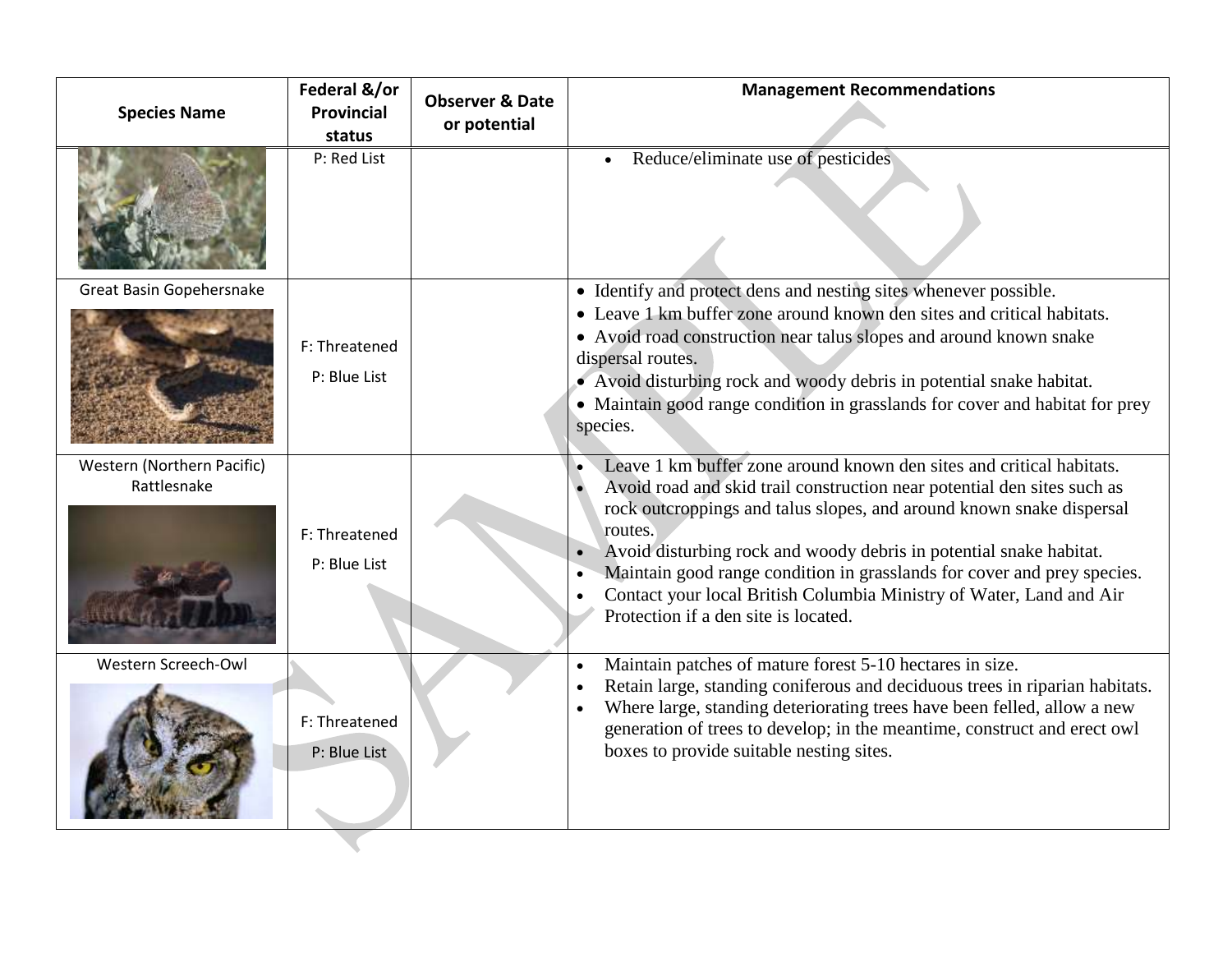| Species Name | Federal &/or Provincial status | Observer & Date or potential | Management Recommendations |
|---|---|---|---|
| | P: Red List | | • Reduce/eliminate use of pesticides |
| Great Basin Gopehersnake | F: Threatened<br>P: Blue List | | • Identify and protect dens and nesting sites whenever possible.<br>• Leave 1 km buffer zone around known den sites and critical habitats.<br>• Avoid road construction near talus slopes and around known snake dispersal routes.<br>• Avoid disturbing rock and woody debris in potential snake habitat.<br>• Maintain good range condition in grasslands for cover and habitat for prey species. |
| Western (Northern Pacific) Rattlesnake | F: Threatened<br>P: Blue List | | • Leave 1 km buffer zone around known den sites and critical habitats.<br>• Avoid road and skid trail construction near potential den sites such as rock outcroppings and talus slopes, and around known snake dispersal routes.<br>• Avoid disturbing rock and woody debris in potential snake habitat.<br>• Maintain good range condition in grasslands for cover and prey species.<br>• Contact your local British Columbia Ministry of Water, Land and Air Protection if a den site is located. |
| Western Screech-Owl | F: Threatened<br>P: Blue List | | • Maintain patches of mature forest 5-10 hectares in size.<br>• Retain large, standing coniferous and deciduous trees in riparian habitats.<br>• Where large, standing deteriorating trees have been felled, allow a new generation of trees to develop; in the meantime, construct and erect owl boxes to provide suitable nesting sites. |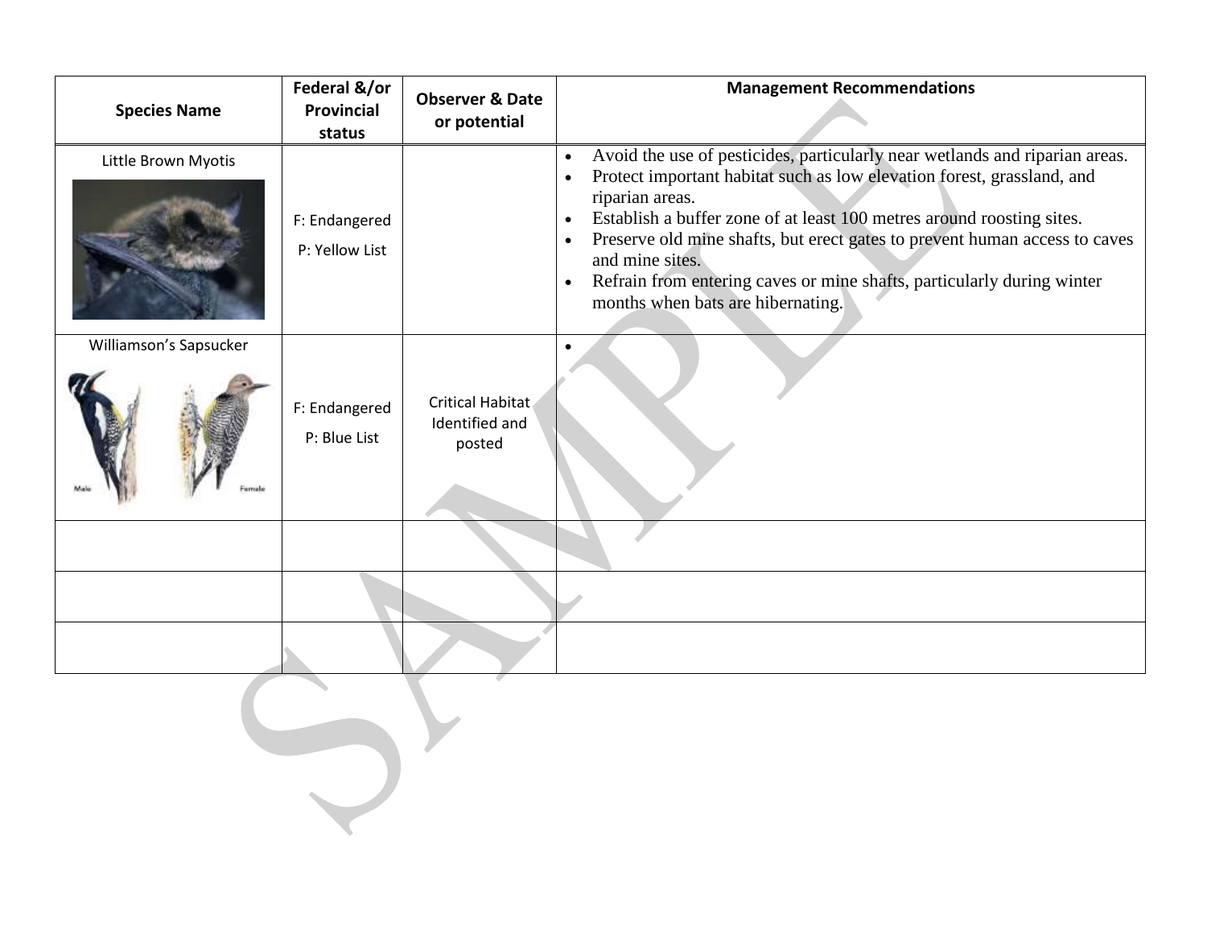| Species Name | Federal &/or Provincial status | Observer & Date or potential | Management Recommendations |
|---|---|---|---|
| Little Brown Myotis | F: Endangered<br>P: Yellow List | | • Avoid the use of pesticides, particularly near wetlands and riparian areas.<br>• Protect important habitat such as low elevation forest, grassland, and riparian areas.<br>• Establish a buffer zone of at least 100 metres around roosting sites.<br>• Preserve old mine shafts, but erect gates to prevent human access to caves and mine sites.<br>• Refrain from entering caves or mine shafts, particularly during winter months when bats are hibernating. |
| Williamson's Sapsucker | F: Endangered<br>P: Blue List | Critical Habitat Identified and posted | • |
| | | | |
| | | | |
| | | | |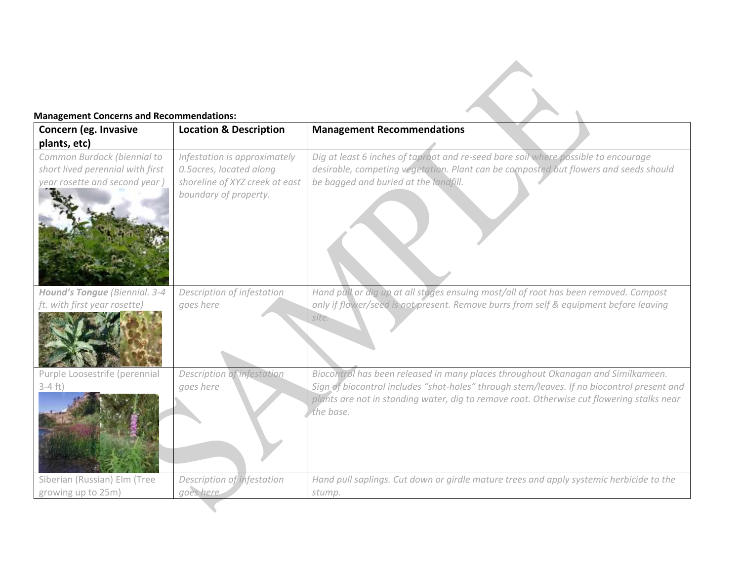**Management Concerns and Recommendations:**

| Concern (eg. Invasive plants, etc) | Location & Description | Management Recommendations |
|---|---|---|
| *Common Burdock (biennial to short lived perennial with first year rosette and second year )* | *Infestation is approximately 0.5acres, located along shoreline of XYZ creek at east boundary of property.* | *Dig at least 6 inches of taproot and re-seed bare soil where possible to encourage desirable, competing vegetation. Plant can be composted but flowers and seeds should be bagged and buried at the landfill.* |
| ***Hound's Tongue*** *(Biennial. 3-4 ft. with first year rosette)* | *Description of infestation goes here* | *Hand pull or dig up at all stages ensuing most/all of root has been removed. Compost only if flower/seed is not present. Remove burrs from self & equipment before leaving site.* |
| Purple Loosestrife (perennial 3-4 ft) | *Description of infestation goes here* | *Biocontrol has been released in many places throughout Okanagan and Similkameen. Sign of biocontrol includes "shot-holes" through stem/leaves. If no biocontrol present and plants are not in standing water, dig to remove root. Otherwise cut flowering stalks near the base.* |
| Siberian (Russian) Elm (Tree growing up to 25m) | *Description of infestation goes here* | *Hand pull saplings. Cut down or girdle mature trees and apply systemic herbicide to the stump.* |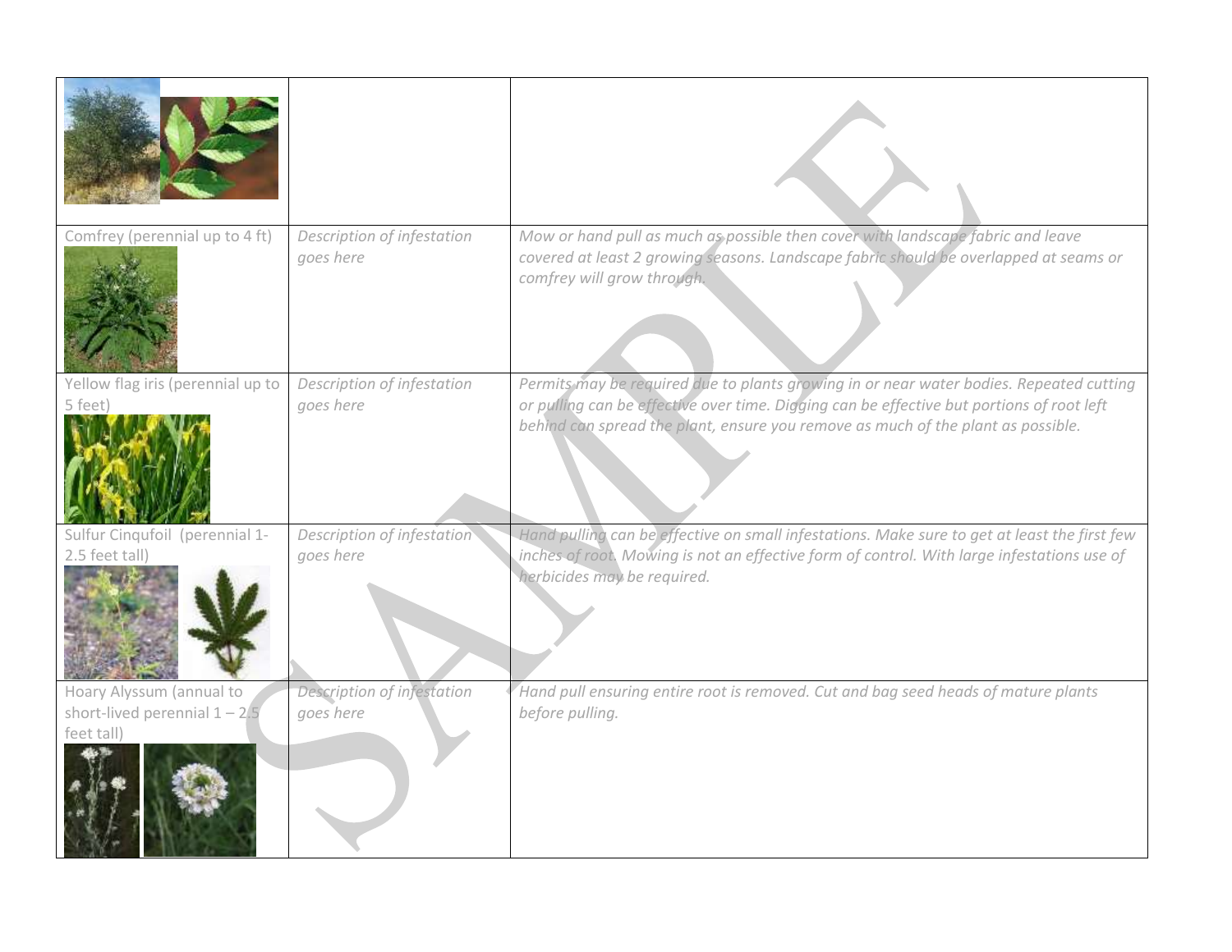| | | |
|---|---|---|
| | | |
| Comfrey (perennial up to 4 ft) | *Description of infestation goes here* | *Mow or hand pull as much as possible then cover with landscape fabric and leave covered at least 2 growing seasons. Landscape fabric should be overlapped at seams or comfrey will grow through.* |
| Yellow flag iris (perennial up to 5 feet) | *Description of infestation goes here* | *Permits may be required due to plants growing in or near water bodies. Repeated cutting or pulling can be effective over time. Digging can be effective but portions of root left behind can spread the plant, ensure you remove as much of the plant as possible.* |
| Sulfur Cinqufoil (perennial 1-2.5 feet tall) | *Description of infestation goes here* | *Hand pulling can be effective on small infestations. Make sure to get at least the first few inches of root. Mowing is not an effective form of control. With large infestations use of herbicides may be required.* |
| Hoary Alyssum (annual to short-lived perennial 1 – 2.5 feet tall) | *Description of infestation goes here* | *Hand pull ensuring entire root is removed. Cut and bag seed heads of mature plants before pulling.* |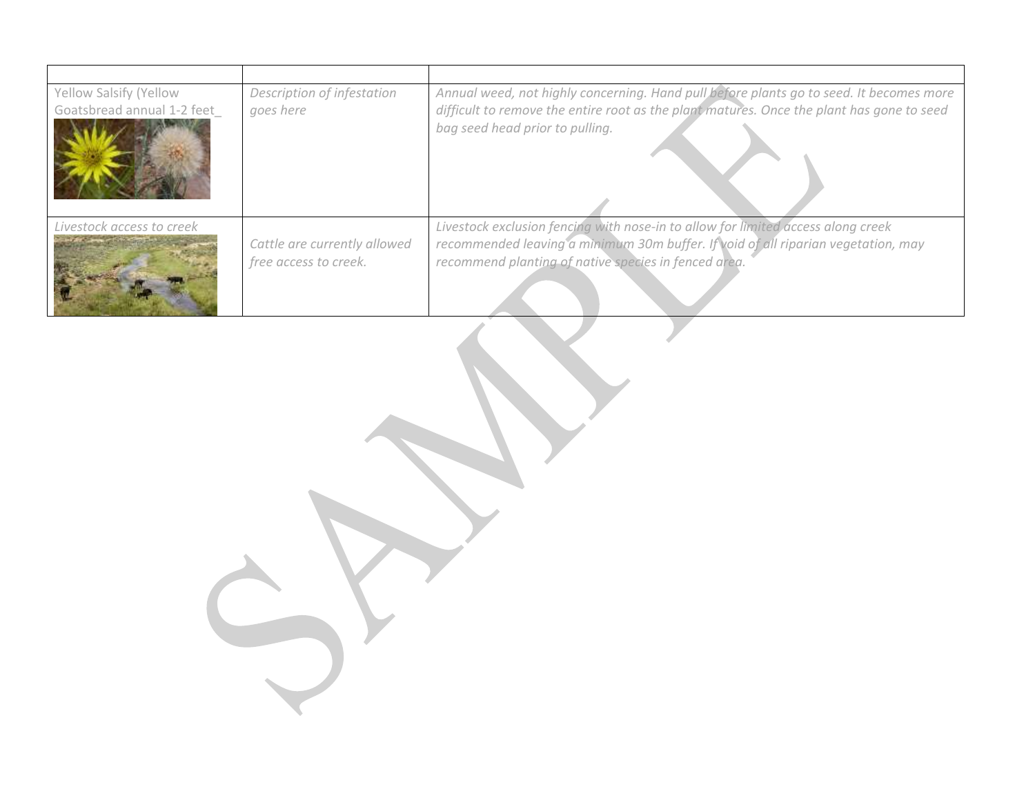| | | |
|---|---|---|
| Yellow Salsify (Yellow Goatsbread annual 1-2 feet_ | *Description of infestation goes here* | *Annual weed, not highly concerning. Hand pull before plants go to seed. It becomes more difficult to remove the entire root as the plant matures. Once the plant has gone to seed bag seed head prior to pulling.* |
| *Livestock access to creek* | *Cattle are currently allowed free access to creek.* | *Livestock exclusion fencing with nose-in to allow for limited access along creek recommended leaving a minimum 30m buffer. If void of all riparian vegetation, may recommend planting of native species in fenced area.* |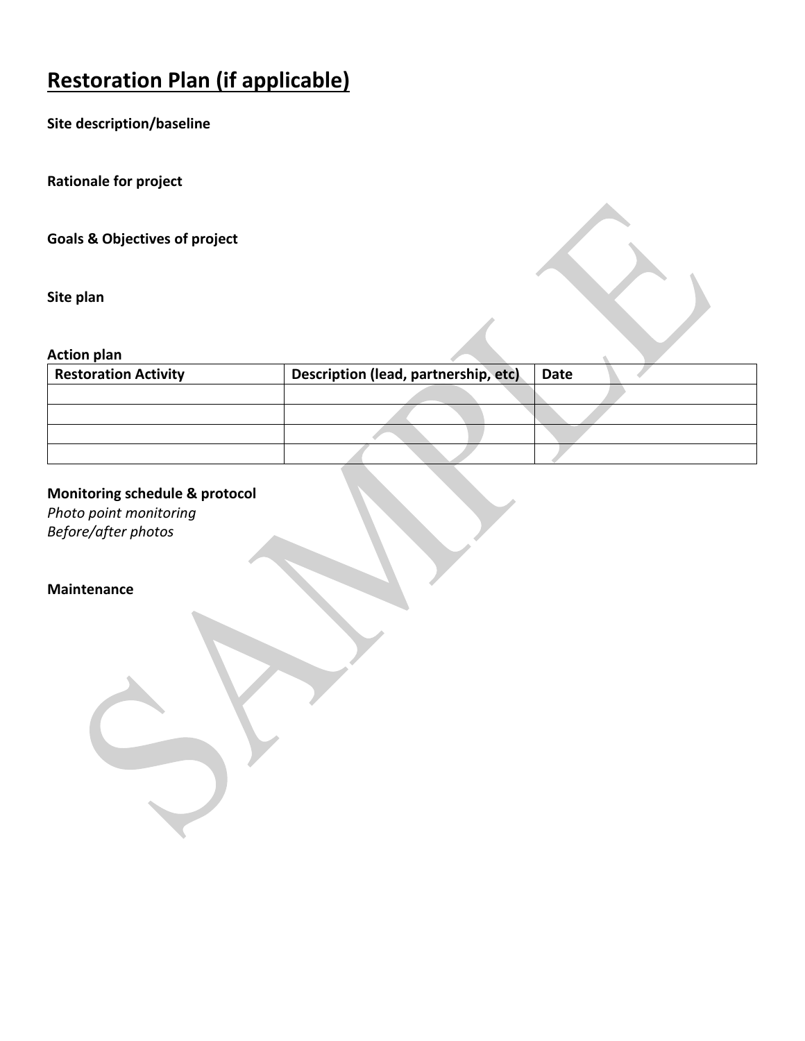# Restoration Plan (if applicable)

**Site description/baseline**

**Rationale for project**

**Goals & Objectives of project**

**Site plan**

**Action plan**

| Restoration Activity | Description (lead, partnership, etc) | Date |
| --- | --- | --- |
| | | |
| | | |
| | | |
| | | |

**Monitoring schedule & protocol**
*Photo point monitoring*
*Before/after photos*

**Maintenance**